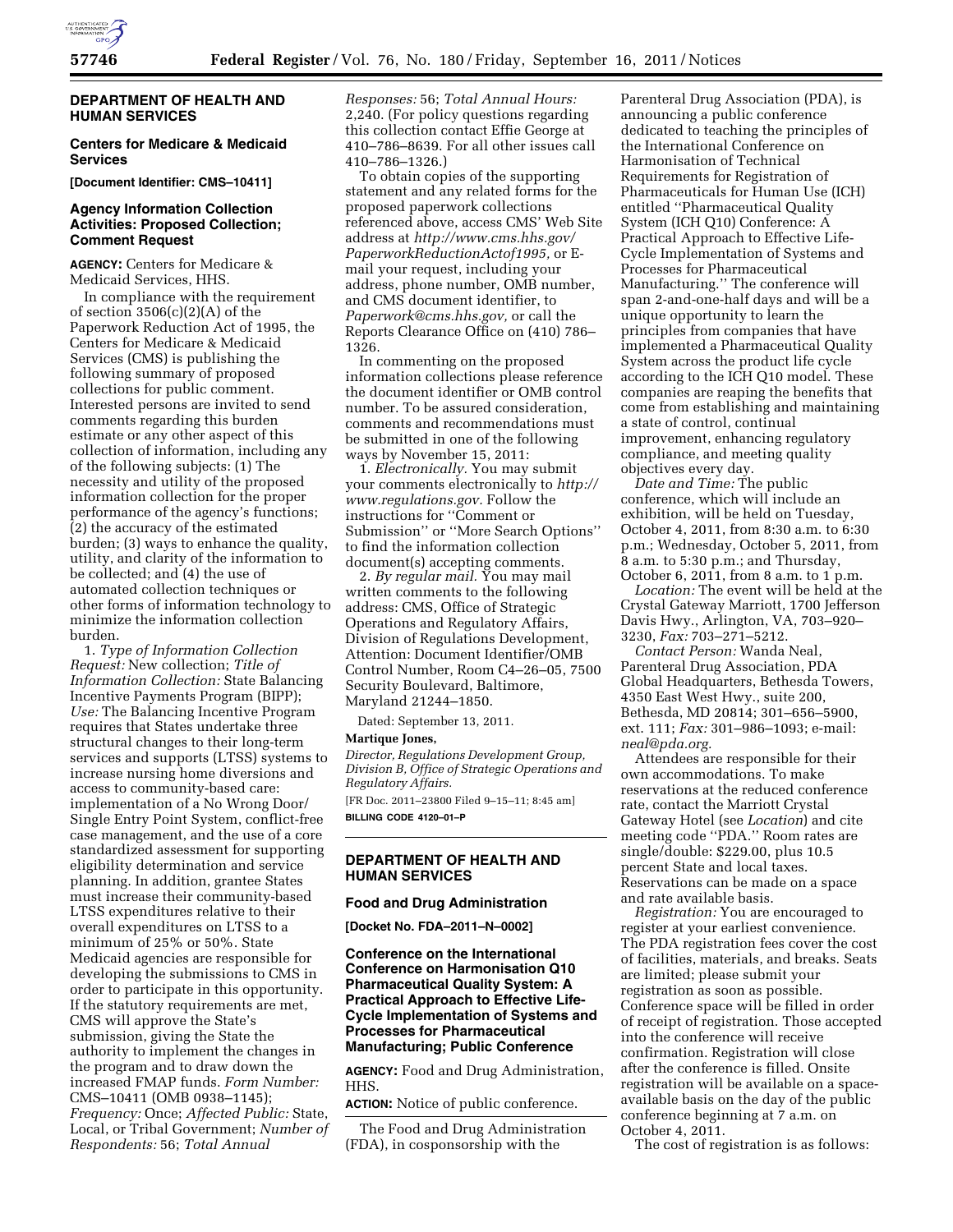## DEPARTMENT OF HEALTH AND HUMAN SERVICES

### Centers for Medicare & Medicaid Services

**[Document Identifier: CMS–10411]**

### Agency Information Collection Activities: Proposed Collection; Comment Request

**AGENCY:** Centers for Medicare & Medicaid Services, HHS.

In compliance with the requirement of section 3506(c)(2)(A) of the Paperwork Reduction Act of 1995, the Centers for Medicare & Medicaid Services (CMS) is publishing the following summary of proposed collections for public comment. Interested persons are invited to send comments regarding this burden estimate or any other aspect of this collection of information, including any of the following subjects: (1) The necessity and utility of the proposed information collection for the proper performance of the agency's functions; (2) the accuracy of the estimated burden; (3) ways to enhance the quality, utility, and clarity of the information to be collected; and (4) the use of automated collection techniques or other forms of information technology to minimize the information collection burden.

1. *Type of Information Collection Request:* New collection; *Title of Information Collection:* State Balancing Incentive Payments Program (BIPP); *Use:* The Balancing Incentive Program requires that States undertake three structural changes to their long-term services and supports (LTSS) systems to increase nursing home diversions and access to community-based care: implementation of a No Wrong Door/Single Entry Point System, conflict-free case management, and the use of a core standardized assessment for supporting eligibility determination and service planning. In addition, grantee States must increase their community-based LTSS expenditures relative to their overall expenditures on LTSS to a minimum of 25% or 50%. State Medicaid agencies are responsible for developing the submissions to CMS in order to participate in this opportunity. If the statutory requirements are met, CMS will approve the State's submission, giving the State the authority to implement the changes in the program and to draw down the increased FMAP funds. *Form Number:* CMS–10411 (OMB 0938–1145); *Frequency:* Once; *Affected Public:* State, Local, or Tribal Government; *Number of Respondents:* 56; *Total Annual Responses:* 56; *Total Annual Hours:* 2,240. (For policy questions regarding this collection contact Effie George at 410–786–8639. For all other issues call 410–786–1326.)

To obtain copies of the supporting statement and any related forms for the proposed paperwork collections referenced above, access CMS' Web Site address at *http://www.cms.hhs.gov/PaperworkReductionActof1995,* or E-mail your request, including your address, phone number, OMB number, and CMS document identifier, to *Paperwork@cms.hhs.gov,* or call the Reports Clearance Office on (410) 786–1326.

In commenting on the proposed information collections please reference the document identifier or OMB control number. To be assured consideration, comments and recommendations must be submitted in one of the following ways by November 15, 2011:

1. *Electronically.* You may submit your comments electronically to *http://www.regulations.gov.* Follow the instructions for "Comment or Submission" or "More Search Options" to find the information collection document(s) accepting comments.

2. *By regular mail.* You may mail written comments to the following address: CMS, Office of Strategic Operations and Regulatory Affairs, Division of Regulations Development, Attention: Document Identifier/OMB Control Number, Room C4–26–05, 7500 Security Boulevard, Baltimore, Maryland 21244–1850.

Dated: September 13, 2011.

**Martique Jones,**

*Director, Regulations Development Group, Division B, Office of Strategic Operations and Regulatory Affairs.*

[FR Doc. 2011–23800 Filed 9–15–11; 8:45 am]

**BILLING CODE 4120–01–P**

## DEPARTMENT OF HEALTH AND HUMAN SERVICES

### Food and Drug Administration

**[Docket No. FDA–2011–N–0002]**

### Conference on the International Conference on Harmonisation Q10 Pharmaceutical Quality System: A Practical Approach to Effective Life-Cycle Implementation of Systems and Processes for Pharmaceutical Manufacturing; Public Conference

**AGENCY:** Food and Drug Administration, HHS.

**ACTION:** Notice of public conference.

The Food and Drug Administration (FDA), in cosponsorship with the Parenteral Drug Association (PDA), is announcing a public conference dedicated to teaching the principles of the International Conference on Harmonisation of Technical Requirements for Registration of Pharmaceuticals for Human Use (ICH) entitled "Pharmaceutical Quality System (ICH Q10) Conference: A Practical Approach to Effective Life-Cycle Implementation of Systems and Processes for Pharmaceutical Manufacturing." The conference will span 2-and-one-half days and will be a unique opportunity to learn the principles from companies that have implemented a Pharmaceutical Quality System across the product life cycle according to the ICH Q10 model. These companies are reaping the benefits that come from establishing and maintaining a state of control, continual improvement, enhancing regulatory compliance, and meeting quality objectives every day.

*Date and Time:* The public conference, which will include an exhibition, will be held on Tuesday, October 4, 2011, from 8:30 a.m. to 6:30 p.m.; Wednesday, October 5, 2011, from 8 a.m. to 5:30 p.m.; and Thursday, October 6, 2011, from 8 a.m. to 1 p.m.

*Location:* The event will be held at the Crystal Gateway Marriott, 1700 Jefferson Davis Hwy., Arlington, VA, 703–920–3230, *Fax:* 703–271–5212.

*Contact Person:* Wanda Neal, Parenteral Drug Association, PDA Global Headquarters, Bethesda Towers, 4350 East West Hwy., suite 200, Bethesda, MD 20814; 301–656–5900, ext. 111; *Fax:* 301–986–1093; e-mail: *neal@pda.org.*

Attendees are responsible for their own accommodations. To make reservations at the reduced conference rate, contact the Marriott Crystal Gateway Hotel (see *Location*) and cite meeting code "PDA." Room rates are single/double: $229.00, plus 10.5 percent State and local taxes. Reservations can be made on a space and rate available basis.

*Registration:* You are encouraged to register at your earliest convenience. The PDA registration fees cover the cost of facilities, materials, and breaks. Seats are limited; please submit your registration as soon as possible. Conference space will be filled in order of receipt of registration. Those accepted into the conference will receive confirmation. Registration will close after the conference is filled. Onsite registration will be available on a space-available basis on the day of the public conference beginning at 7 a.m. on October 4, 2011.

The cost of registration is as follows: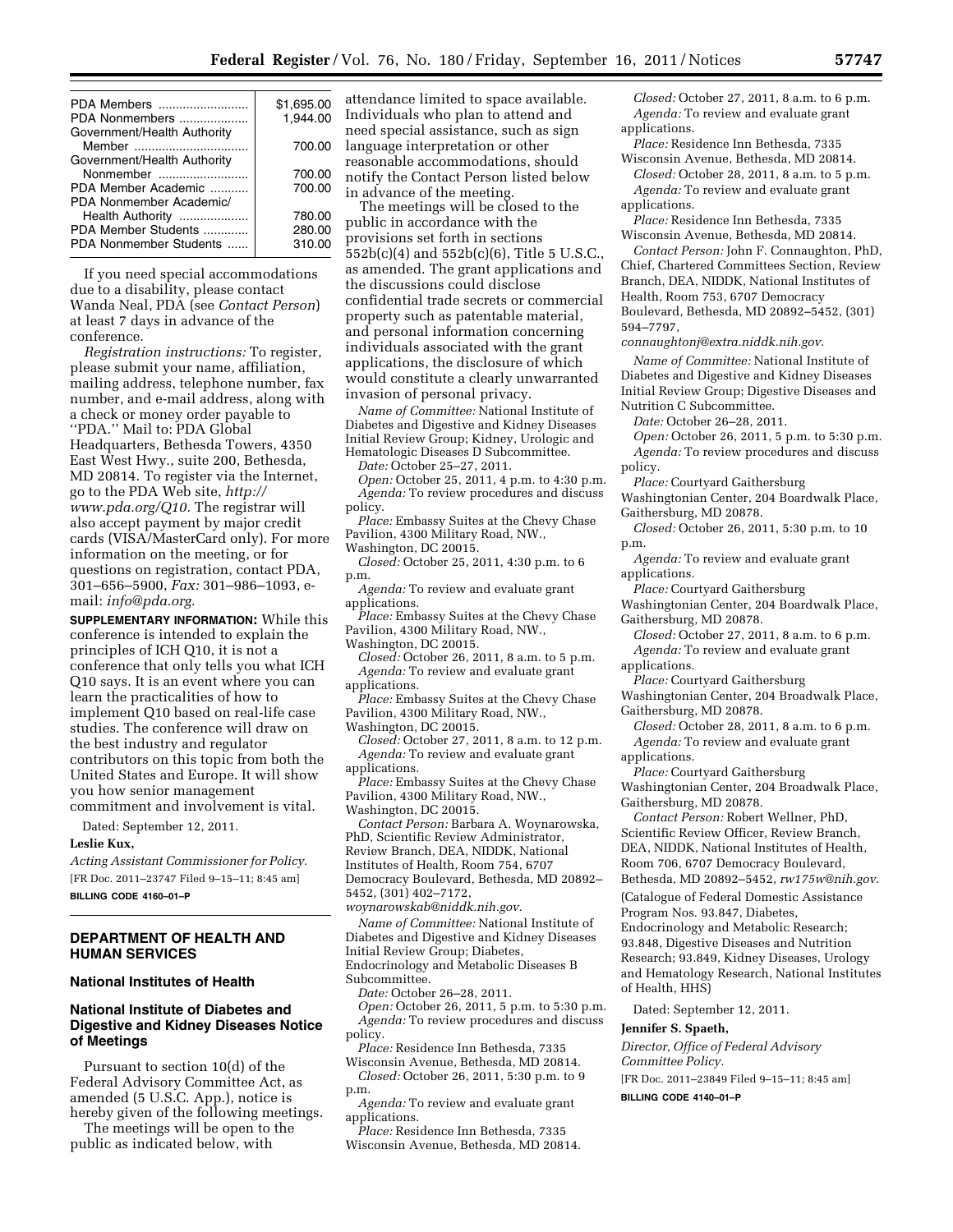| | |
|---|---|
| PDA Members | $1,695.00 |
| PDA Nonmembers | 1,944.00 |
| Government/Health Authority Member | 700.00 |
| Government/Health Authority Nonmember | 700.00 |
| PDA Member Academic | 700.00 |
| PDA Nonmember Academic/ Health Authority | 780.00 |
| PDA Member Students | 280.00 |
| PDA Nonmember Students | 310.00 |

If you need special accommodations due to a disability, please contact Wanda Neal, PDA (see *Contact Person*) at least 7 days in advance of the conference.

*Registration instructions:* To register, please submit your name, affiliation, mailing address, telephone number, fax number, and e-mail address, along with a check or money order payable to ''PDA.'' Mail to: PDA Global Headquarters, Bethesda Towers, 4350 East West Hwy., suite 200, Bethesda, MD 20814. To register via the Internet, go to the PDA Web site, *http://www.pda.org/Q10.* The registrar will also accept payment by major credit cards (VISA/MasterCard only). For more information on the meeting, or for questions on registration, contact PDA, 301–656–5900, *Fax:* 301–986–1093, e-mail: *info@pda.org.*

**SUPPLEMENTARY INFORMATION:** While this conference is intended to explain the principles of ICH Q10, it is not a conference that only tells you what ICH Q10 says. It is an event where you can learn the practicalities of how to implement Q10 based on real-life case studies. The conference will draw on the best industry and regulator contributors on this topic from both the United States and Europe. It will show you how senior management commitment and involvement is vital.

Dated: September 12, 2011.

**Leslie Kux,**

*Acting Assistant Commissioner for Policy.*

[FR Doc. 2011–23747 Filed 9–15–11; 8:45 am]

**BILLING CODE 4160–01–P**

## DEPARTMENT OF HEALTH AND HUMAN SERVICES

### National Institutes of Health

### National Institute of Diabetes and Digestive and Kidney Diseases Notice of Meetings

Pursuant to section 10(d) of the Federal Advisory Committee Act, as amended (5 U.S.C. App.), notice is hereby given of the following meetings.

The meetings will be open to the public as indicated below, with attendance limited to space available. Individuals who plan to attend and need special assistance, such as sign language interpretation or other reasonable accommodations, should notify the Contact Person listed below in advance of the meeting.

The meetings will be closed to the public in accordance with the provisions set forth in sections 552b(c)(4) and 552b(c)(6), Title 5 U.S.C., as amended. The grant applications and the discussions could disclose confidential trade secrets or commercial property such as patentable material, and personal information concerning individuals associated with the grant applications, the disclosure of which would constitute a clearly unwarranted invasion of personal privacy.

*Name of Committee:* National Institute of Diabetes and Digestive and Kidney Diseases Initial Review Group; Kidney, Urologic and Hematologic Diseases D Subcommittee.

*Date:* October 25–27, 2011.

*Open:* October 25, 2011, 4 p.m. to 4:30 p.m.

*Agenda:* To review procedures and discuss policy.

*Place:* Embassy Suites at the Chevy Chase Pavilion, 4300 Military Road, NW., Washington, DC 20015.

*Closed:* October 25, 2011, 4:30 p.m. to 6 p.m.

*Agenda:* To review and evaluate grant applications.

*Place:* Embassy Suites at the Chevy Chase Pavilion, 4300 Military Road, NW., Washington, DC 20015.

*Closed:* October 26, 2011, 8 a.m. to 5 p.m.

*Agenda:* To review and evaluate grant applications.

*Place:* Embassy Suites at the Chevy Chase Pavilion, 4300 Military Road, NW., Washington, DC 20015.

*Closed:* October 27, 2011, 8 a.m. to 12 p.m.

*Agenda:* To review and evaluate grant applications.

*Place:* Embassy Suites at the Chevy Chase Pavilion, 4300 Military Road, NW., Washington, DC 20015.

*Contact Person:* Barbara A. Woynarowska, PhD, Scientific Review Administrator, Review Branch, DEA, NIDDK, National Institutes of Health, Room 754, 6707 Democracy Boulevard, Bethesda, MD 20892–5452, (301) 402–7172, *woynarowskab@niddk.nih.gov.*

*Name of Committee:* National Institute of Diabetes and Digestive and Kidney Diseases Initial Review Group; Diabetes, Endocrinology and Metabolic Diseases B Subcommittee.

*Date:* October 26–28, 2011.

*Open:* October 26, 2011, 5 p.m. to 5:30 p.m.

*Agenda:* To review procedures and discuss policy.

*Place:* Residence Inn Bethesda, 7335 Wisconsin Avenue, Bethesda, MD 20814.

*Closed:* October 26, 2011, 5:30 p.m. to 9 p.m.

*Agenda:* To review and evaluate grant applications.

*Place:* Residence Inn Bethesda, 7335 Wisconsin Avenue, Bethesda, MD 20814.

*Closed:* October 27, 2011, 8 a.m. to 6 p.m.

*Agenda:* To review and evaluate grant applications.

*Place:* Residence Inn Bethesda, 7335 Wisconsin Avenue, Bethesda, MD 20814.

*Closed:* October 28, 2011, 8 a.m. to 5 p.m.

*Agenda:* To review and evaluate grant applications.

*Place:* Residence Inn Bethesda, 7335 Wisconsin Avenue, Bethesda, MD 20814.

*Contact Person:* John F. Connaughton, PhD, Chief, Chartered Committees Section, Review Branch, DEA, NIDDK, National Institutes of Health, Room 753, 6707 Democracy Boulevard, Bethesda, MD 20892–5452, (301) 594–7797, *connaughtonj@extra.niddk.nih.gov.*

*Name of Committee:* National Institute of Diabetes and Digestive and Kidney Diseases Initial Review Group; Digestive Diseases and Nutrition C Subcommittee.

*Date:* October 26–28, 2011.

*Open:* October 26, 2011, 5 p.m. to 5:30 p.m.

*Agenda:* To review procedures and discuss policy.

*Place:* Courtyard Gaithersburg Washingtonian Center, 204 Boardwalk Place, Gaithersburg, MD 20878.

*Closed:* October 26, 2011, 5:30 p.m. to 10 p.m.

*Agenda:* To review and evaluate grant applications.

*Place:* Courtyard Gaithersburg Washingtonian Center, 204 Boardwalk Place, Gaithersburg, MD 20878.

*Closed:* October 27, 2011, 8 a.m. to 6 p.m.

*Agenda:* To review and evaluate grant applications.

*Place:* Courtyard Gaithersburg Washingtonian Center, 204 Broadwalk Place, Gaithersburg, MD 20878.

*Closed:* October 28, 2011, 8 a.m. to 6 p.m.

*Agenda:* To review and evaluate grant applications.

*Place:* Courtyard Gaithersburg Washingtonian Center, 204 Broadwalk Place, Gaithersburg, MD 20878.

*Contact Person:* Robert Wellner, PhD, Scientific Review Officer, Review Branch, DEA, NIDDK, National Institutes of Health, Room 706, 6707 Democracy Boulevard, Bethesda, MD 20892–5452, *rw175w@nih.gov.*

(Catalogue of Federal Domestic Assistance Program Nos. 93.847, Diabetes, Endocrinology and Metabolic Research; 93.848, Digestive Diseases and Nutrition Research; 93.849, Kidney Diseases, Urology and Hematology Research, National Institutes of Health, HHS)

Dated: September 12, 2011.

**Jennifer S. Spaeth,**

*Director, Office of Federal Advisory Committee Policy.*

[FR Doc. 2011–23849 Filed 9–15–11; 8:45 am]

**BILLING CODE 4140–01–P**